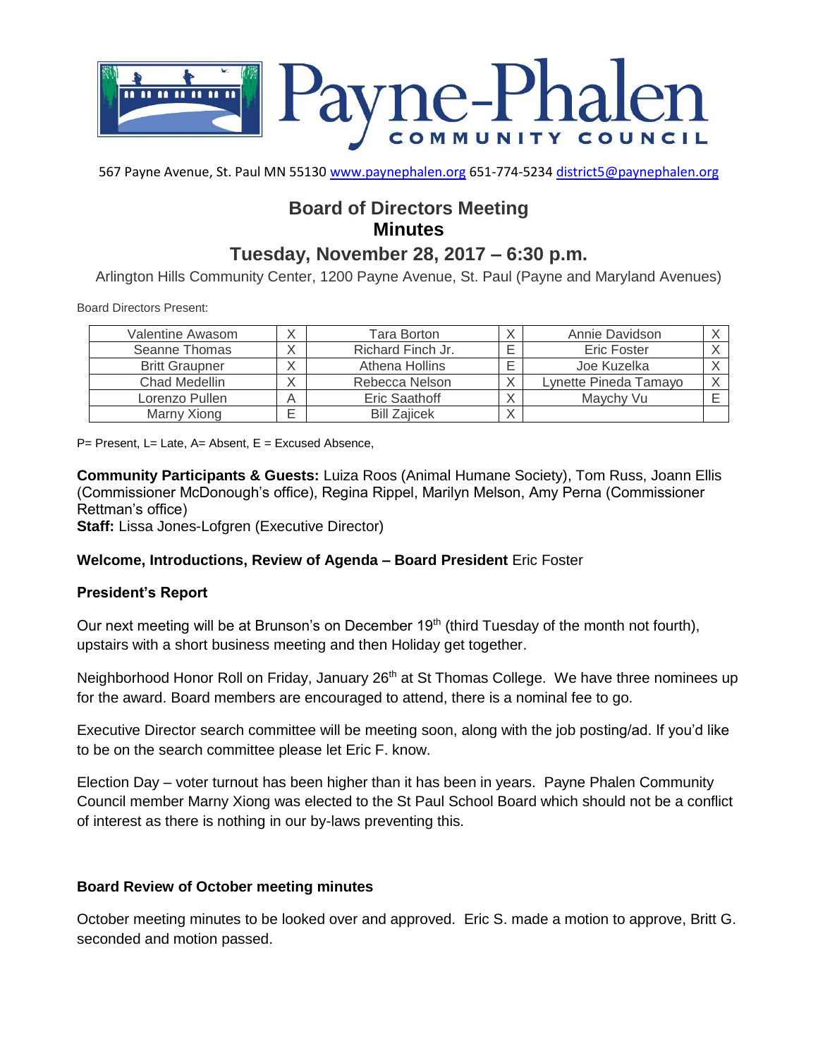# Payne-Phalen COMMUNITY COUNCIL

567 Payne Avenue, St. Paul MN 55130 www.paynephalen.org 651-774-5234 district5@paynephalen.org

## Board of Directors Meeting
## Minutes

### Tuesday, November 28, 2017 – 6:30 p.m.

Arlington Hills Community Center, 1200 Payne Avenue, St. Paul (Payne and Maryland Avenues)

Board Directors Present:

| Valentine Awasom | X | Tara Borton | X | Annie Davidson | X |
|---|---|---|---|---|---|
| Seanne Thomas | X | Richard Finch Jr. | E | Eric Foster | X |
| Britt Graupner | X | Athena Hollins | E | Joe Kuzelka | X |
| Chad Medellin | X | Rebecca Nelson | X | Lynette Pineda Tamayo | X |
| Lorenzo Pullen | A | Eric Saathoff | X | Maychy Vu | E |
| Marny Xiong | E | Bill Zajicek | X | | |

P= Present, L= Late, A= Absent, E = Excused Absence,

**Community Participants & Guests:** Luiza Roos (Animal Humane Society), Tom Russ, Joann Ellis (Commissioner McDonough's office), Regina Rippel, Marilyn Melson, Amy Perna (Commissioner Rettman's office)
**Staff:** Lissa Jones-Lofgren (Executive Director)

**Welcome, Introductions, Review of Agenda – Board President** Eric Foster

**President's Report**

Our next meeting will be at Brunson's on December 19th (third Tuesday of the month not fourth), upstairs with a short business meeting and then Holiday get together.

Neighborhood Honor Roll on Friday, January 26th at St Thomas College. We have three nominees up for the award. Board members are encouraged to attend, there is a nominal fee to go.

Executive Director search committee will be meeting soon, along with the job posting/ad. If you'd like to be on the search committee please let Eric F. know.

Election Day – voter turnout has been higher than it has been in years. Payne Phalen Community Council member Marny Xiong was elected to the St Paul School Board which should not be a conflict of interest as there is nothing in our by-laws preventing this.

**Board Review of October meeting minutes**

October meeting minutes to be looked over and approved. Eric S. made a motion to approve, Britt G. seconded and motion passed.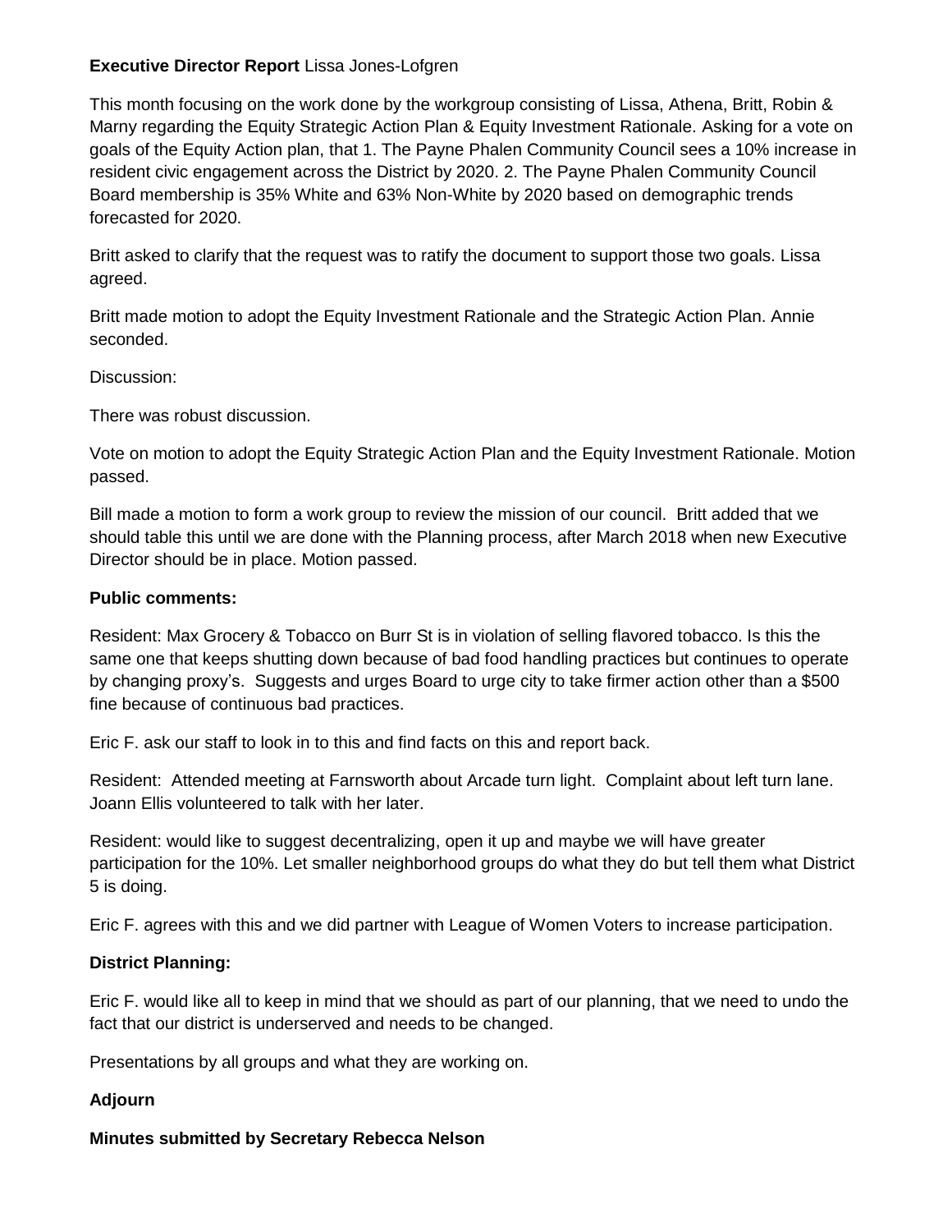**Executive Director Report** Lissa Jones-Lofgren

This month focusing on the work done by the workgroup consisting of Lissa, Athena, Britt, Robin & Marny regarding the Equity Strategic Action Plan & Equity Investment Rationale. Asking for a vote on goals of the Equity Action plan, that 1. The Payne Phalen Community Council sees a 10% increase in resident civic engagement across the District by 2020. 2. The Payne Phalen Community Council Board membership is 35% White and 63% Non-White by 2020 based on demographic trends forecasted for 2020.

Britt asked to clarify that the request was to ratify the document to support those two goals. Lissa agreed.

Britt made motion to adopt the Equity Investment Rationale and the Strategic Action Plan. Annie seconded.

Discussion:

There was robust discussion.

Vote on motion to adopt the Equity Strategic Action Plan and the Equity Investment Rationale. Motion passed.

Bill made a motion to form a work group to review the mission of our council. Britt added that we should table this until we are done with the Planning process, after March 2018 when new Executive Director should be in place. Motion passed.

**Public comments:**

Resident: Max Grocery & Tobacco on Burr St is in violation of selling flavored tobacco. Is this the same one that keeps shutting down because of bad food handling practices but continues to operate by changing proxy's. Suggests and urges Board to urge city to take firmer action other than a $500 fine because of continuous bad practices.

Eric F. ask our staff to look in to this and find facts on this and report back.

Resident: Attended meeting at Farnsworth about Arcade turn light. Complaint about left turn lane. Joann Ellis volunteered to talk with her later.

Resident: would like to suggest decentralizing, open it up and maybe we will have greater participation for the 10%. Let smaller neighborhood groups do what they do but tell them what District 5 is doing.

Eric F. agrees with this and we did partner with League of Women Voters to increase participation.

**District Planning:**

Eric F. would like all to keep in mind that we should as part of our planning, that we need to undo the fact that our district is underserved and needs to be changed.

Presentations by all groups and what they are working on.

**Adjourn**

**Minutes submitted by Secretary Rebecca Nelson**